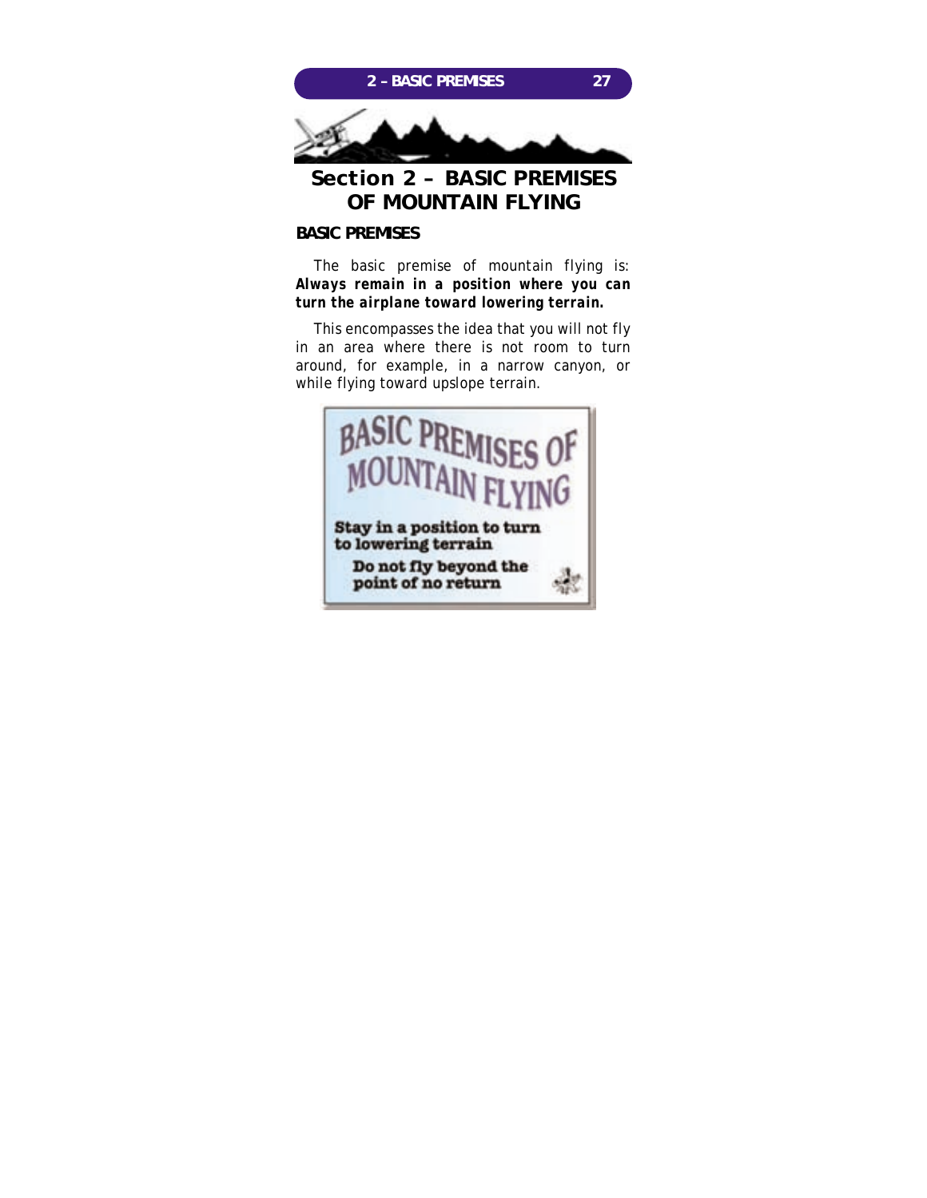# Section 2 – BASIC PREMISES OF MOUNTAIN FLYING

## BASIC PREMISES

The basic premise of mountain flying is: ***Always remain in a position where you can turn the airplane toward lowering terrain.***

This encompasses the idea that you will not fly in an area where there is not room to turn around, for example, in a narrow canyon, or while flying toward upslope terrain.

BASIC PREMISES OF MOUNTAIN FLYING

**Stay in a position to turn to lowering terrain**

**Do not fly beyond the point of no return**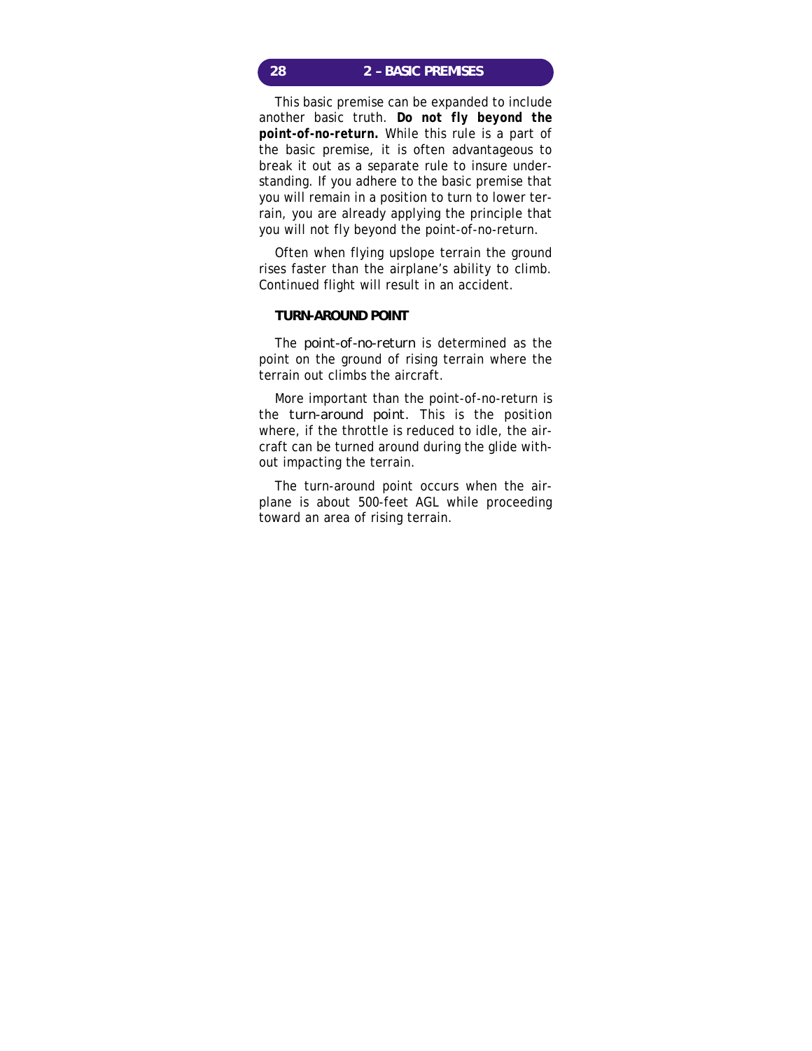This basic premise can be expanded to include another basic truth. **Do not fly beyond the point-of-no-return.** While this rule is a part of the basic premise, it is often advantageous to break it out as a separate rule to insure understanding. If you adhere to the basic premise that you will remain in a position to turn to lower terrain, you are already applying the principle that you will not fly beyond the point-of-no-return.

Often when flying upslope terrain the ground rises faster than the airplane's ability to climb. Continued flight will result in an accident.

### TURN-AROUND POINT

The *point-of-no-return* is determined as the point on the ground of rising terrain where the terrain out climbs the aircraft.

More important than the point-of-no-return is the *turn-around point*. This is the position where, if the throttle is reduced to idle, the aircraft can be turned around during the glide without impacting the terrain.

The turn-around point occurs when the airplane is about 500-feet AGL while proceeding toward an area of rising terrain.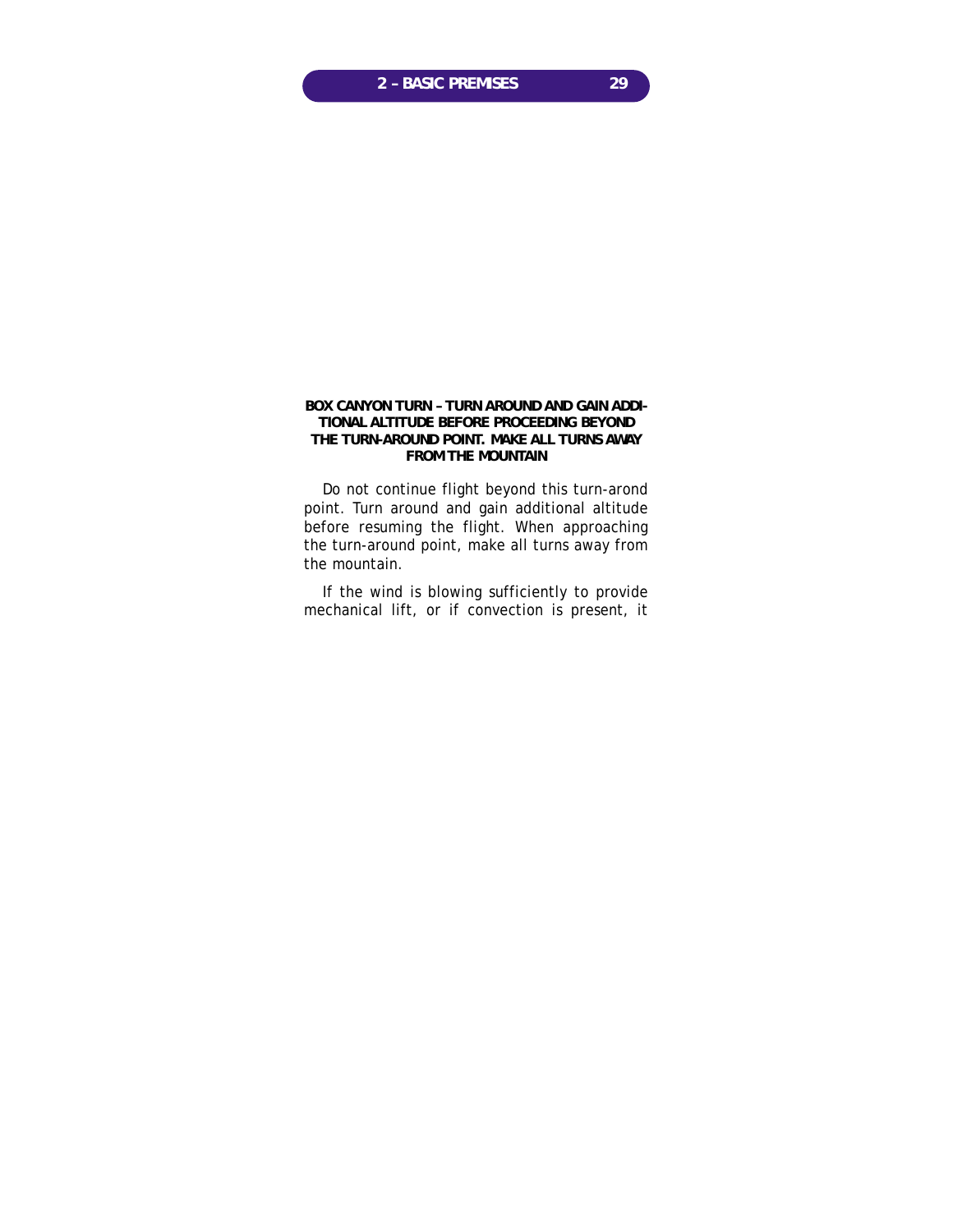**BOX CANYON TURN – TURN AROUND AND GAIN ADDITIONAL ALTITUDE BEFORE PROCEEDING BEYOND THE TURN-AROUND POINT. MAKE ALL TURNS AWAY FROM THE MOUNTAIN**

Do not continue flight beyond this turn-arond point. Turn around and gain additional altitude before resuming the flight. When approaching the turn-around point, make all turns away from the mountain.

If the wind is blowing sufficiently to provide mechanical lift, or if convection is present, it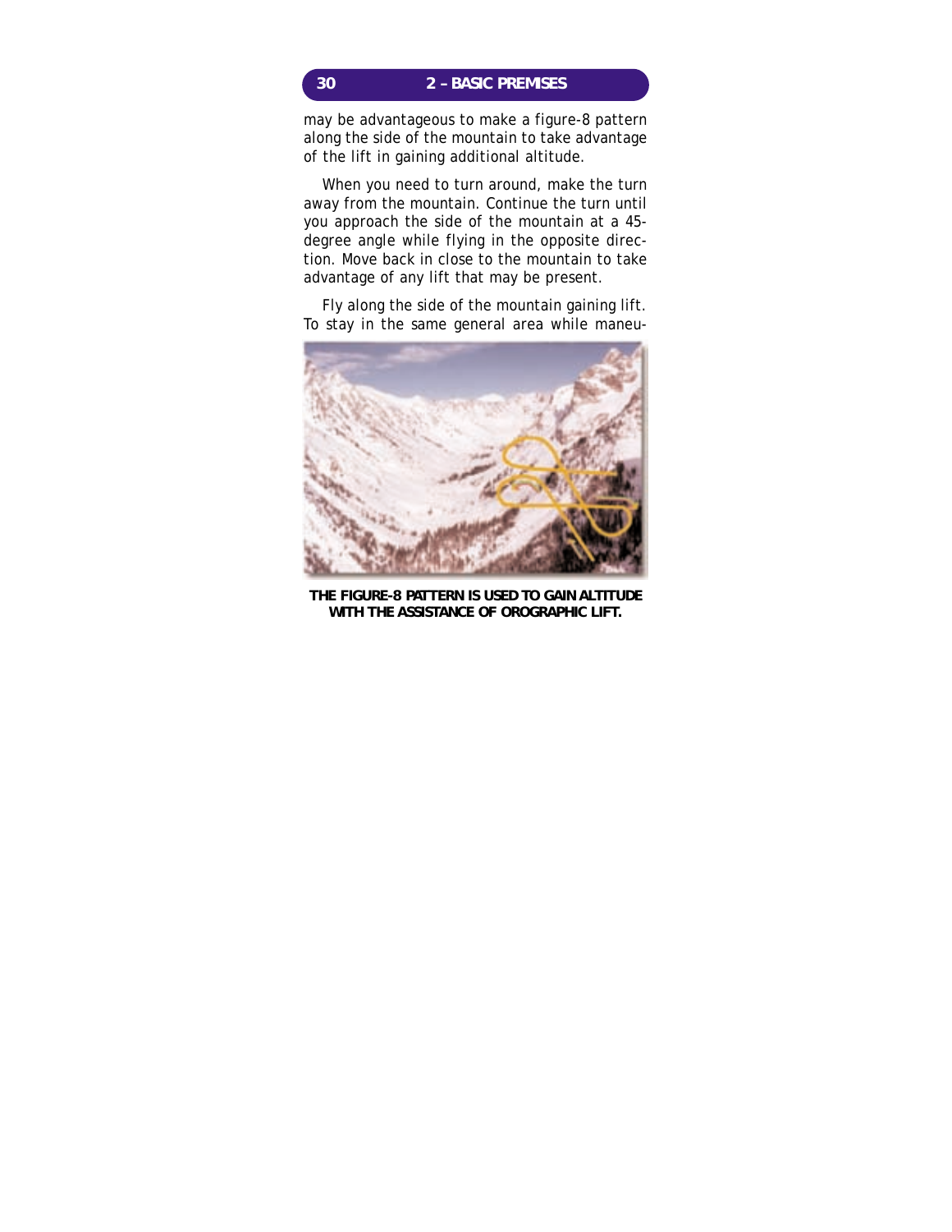may be advantageous to make a figure-8 pattern along the side of the mountain to take advantage of the lift in gaining additional altitude.

When you need to turn around, make the turn away from the mountain. Continue the turn until you approach the side of the mountain at a 45-degree angle while flying in the opposite direction. Move back in close to the mountain to take advantage of any lift that may be present.

Fly along the side of the mountain gaining lift. To stay in the same general area while maneu-

**THE FIGURE-8 PATTERN IS USED TO GAIN ALTITUDE WITH THE ASSISTANCE OF OROGRAPHIC LIFT.**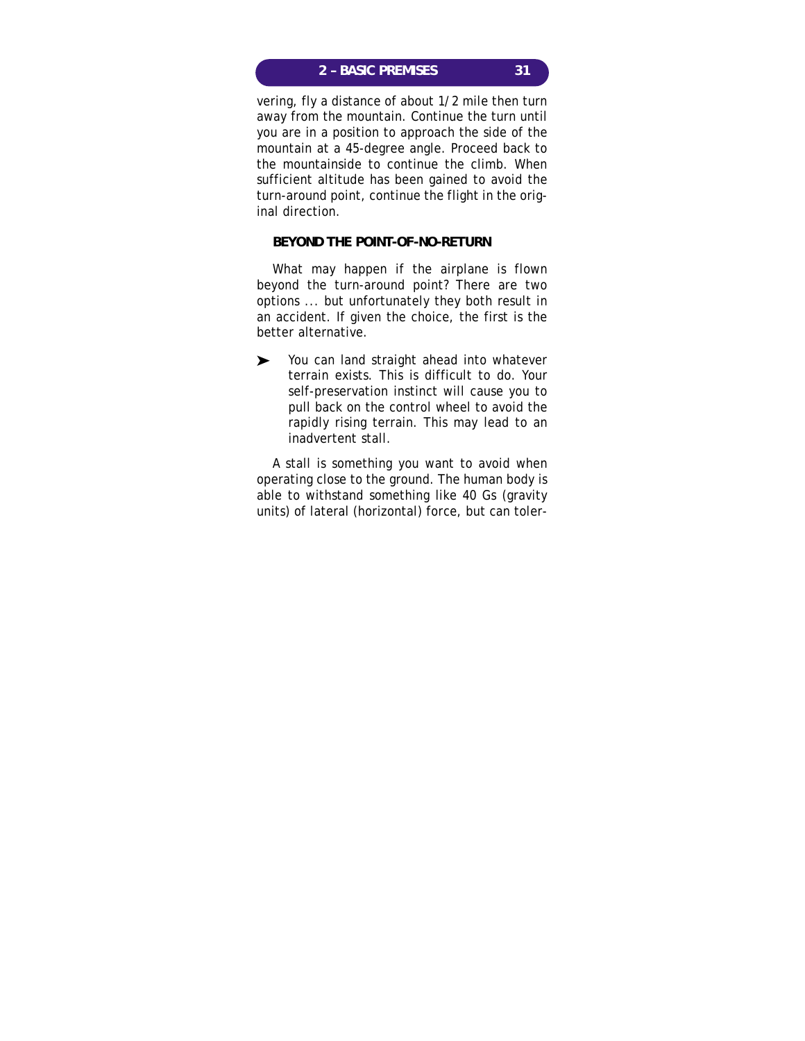vering, fly a distance of about 1/2 mile then turn away from the mountain. Continue the turn until you are in a position to approach the side of the mountain at a 45-degree angle. Proceed back to the mountainside to continue the climb. When sufficient altitude has been gained to avoid the turn-around point, continue the flight in the original direction.

### BEYOND THE POINT-OF-NO-RETURN

What may happen if the airplane is flown beyond the turn-around point? There are two options ... but unfortunately they both result in an accident. If given the choice, the first is the better alternative.

- You can land straight ahead into whatever terrain exists. This is difficult to do. Your self-preservation instinct will cause you to pull back on the control wheel to avoid the rapidly rising terrain. This may lead to an inadvertent stall.

A stall is something you want to avoid when operating close to the ground. The human body is able to withstand something like 40 Gs (gravity units) of lateral (horizontal) force, but can toler-